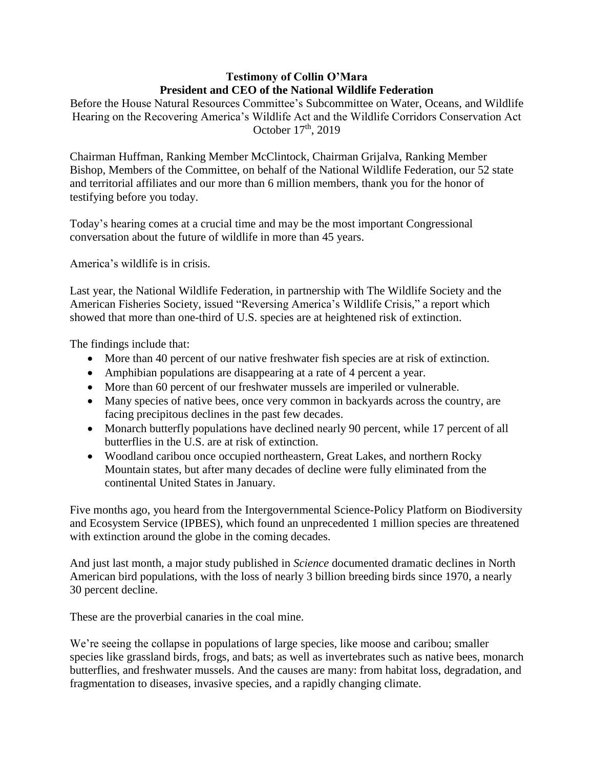**Testimony of Collin O'Mara**
**President and CEO of the National Wildlife Federation**

Before the House Natural Resources Committee's Subcommittee on Water, Oceans, and Wildlife
Hearing on the Recovering America's Wildlife Act and the Wildlife Corridors Conservation Act
October 17th, 2019

Chairman Huffman, Ranking Member McClintock, Chairman Grijalva, Ranking Member Bishop, Members of the Committee, on behalf of the National Wildlife Federation, our 52 state and territorial affiliates and our more than 6 million members, thank you for the honor of testifying before you today.

Today's hearing comes at a crucial time and may be the most important Congressional conversation about the future of wildlife in more than 45 years.

America's wildlife is in crisis.

Last year, the National Wildlife Federation, in partnership with The Wildlife Society and the American Fisheries Society, issued "Reversing America's Wildlife Crisis," a report which showed that more than one-third of U.S. species are at heightened risk of extinction.

The findings include that:

- More than 40 percent of our native freshwater fish species are at risk of extinction.
- Amphibian populations are disappearing at a rate of 4 percent a year.
- More than 60 percent of our freshwater mussels are imperiled or vulnerable.
- Many species of native bees, once very common in backyards across the country, are facing precipitous declines in the past few decades.
- Monarch butterfly populations have declined nearly 90 percent, while 17 percent of all butterflies in the U.S. are at risk of extinction.
- Woodland caribou once occupied northeastern, Great Lakes, and northern Rocky Mountain states, but after many decades of decline were fully eliminated from the continental United States in January.

Five months ago, you heard from the Intergovernmental Science-Policy Platform on Biodiversity and Ecosystem Service (IPBES), which found an unprecedented 1 million species are threatened with extinction around the globe in the coming decades.

And just last month, a major study published in *Science* documented dramatic declines in North American bird populations, with the loss of nearly 3 billion breeding birds since 1970, a nearly 30 percent decline.

These are the proverbial canaries in the coal mine.

We're seeing the collapse in populations of large species, like moose and caribou; smaller species like grassland birds, frogs, and bats; as well as invertebrates such as native bees, monarch butterflies, and freshwater mussels. And the causes are many: from habitat loss, degradation, and fragmentation to diseases, invasive species, and a rapidly changing climate.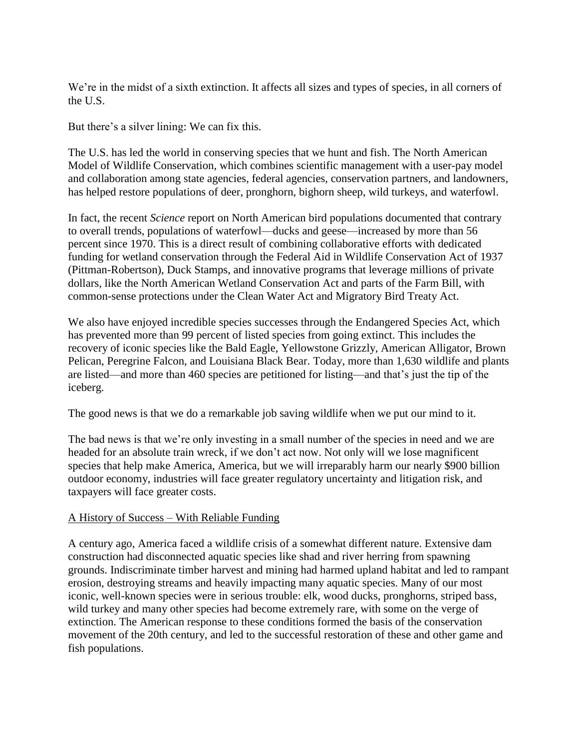We're in the midst of a sixth extinction. It affects all sizes and types of species, in all corners of the U.S.

But there's a silver lining: We can fix this.

The U.S. has led the world in conserving species that we hunt and fish. The North American Model of Wildlife Conservation, which combines scientific management with a user-pay model and collaboration among state agencies, federal agencies, conservation partners, and landowners, has helped restore populations of deer, pronghorn, bighorn sheep, wild turkeys, and waterfowl.

In fact, the recent *Science* report on North American bird populations documented that contrary to overall trends, populations of waterfowl—ducks and geese—increased by more than 56 percent since 1970. This is a direct result of combining collaborative efforts with dedicated funding for wetland conservation through the Federal Aid in Wildlife Conservation Act of 1937 (Pittman-Robertson), Duck Stamps, and innovative programs that leverage millions of private dollars, like the North American Wetland Conservation Act and parts of the Farm Bill, with common-sense protections under the Clean Water Act and Migratory Bird Treaty Act.

We also have enjoyed incredible species successes through the Endangered Species Act, which has prevented more than 99 percent of listed species from going extinct. This includes the recovery of iconic species like the Bald Eagle, Yellowstone Grizzly, American Alligator, Brown Pelican, Peregrine Falcon, and Louisiana Black Bear. Today, more than 1,630 wildlife and plants are listed—and more than 460 species are petitioned for listing—and that's just the tip of the iceberg.

The good news is that we do a remarkable job saving wildlife when we put our mind to it.

The bad news is that we're only investing in a small number of the species in need and we are headed for an absolute train wreck, if we don't act now. Not only will we lose magnificent species that help make America, America, but we will irreparably harm our nearly $900 billion outdoor economy, industries will face greater regulatory uncertainty and litigation risk, and taxpayers will face greater costs.

## A History of Success – With Reliable Funding

A century ago, America faced a wildlife crisis of a somewhat different nature. Extensive dam construction had disconnected aquatic species like shad and river herring from spawning grounds. Indiscriminate timber harvest and mining had harmed upland habitat and led to rampant erosion, destroying streams and heavily impacting many aquatic species. Many of our most iconic, well-known species were in serious trouble: elk, wood ducks, pronghorns, striped bass, wild turkey and many other species had become extremely rare, with some on the verge of extinction. The American response to these conditions formed the basis of the conservation movement of the 20th century, and led to the successful restoration of these and other game and fish populations.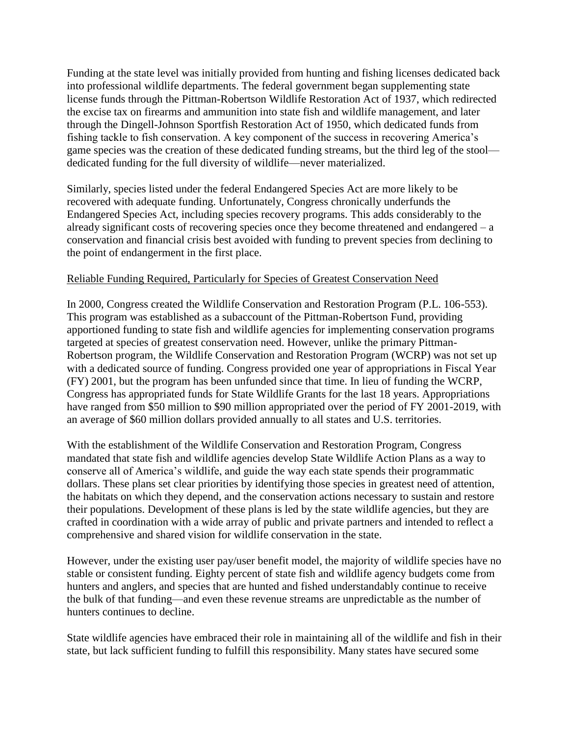Funding at the state level was initially provided from hunting and fishing licenses dedicated back into professional wildlife departments. The federal government began supplementing state license funds through the Pittman-Robertson Wildlife Restoration Act of 1937, which redirected the excise tax on firearms and ammunition into state fish and wildlife management, and later through the Dingell-Johnson Sportfish Restoration Act of 1950, which dedicated funds from fishing tackle to fish conservation. A key component of the success in recovering America's game species was the creation of these dedicated funding streams, but the third leg of the stool—dedicated funding for the full diversity of wildlife—never materialized.

Similarly, species listed under the federal Endangered Species Act are more likely to be recovered with adequate funding. Unfortunately, Congress chronically underfunds the Endangered Species Act, including species recovery programs. This adds considerably to the already significant costs of recovering species once they become threatened and endangered – a conservation and financial crisis best avoided with funding to prevent species from declining to the point of endangerment in the first place.

<u>Reliable Funding Required, Particularly for Species of Greatest Conservation Need</u>

In 2000, Congress created the Wildlife Conservation and Restoration Program (P.L. 106-553). This program was established as a subaccount of the Pittman-Robertson Fund, providing apportioned funding to state fish and wildlife agencies for implementing conservation programs targeted at species of greatest conservation need. However, unlike the primary Pittman-Robertson program, the Wildlife Conservation and Restoration Program (WCRP) was not set up with a dedicated source of funding. Congress provided one year of appropriations in Fiscal Year (FY) 2001, but the program has been unfunded since that time. In lieu of funding the WCRP, Congress has appropriated funds for State Wildlife Grants for the last 18 years. Appropriations have ranged from $50 million to $90 million appropriated over the period of FY 2001-2019, with an average of $60 million dollars provided annually to all states and U.S. territories.

With the establishment of the Wildlife Conservation and Restoration Program, Congress mandated that state fish and wildlife agencies develop State Wildlife Action Plans as a way to conserve all of America's wildlife, and guide the way each state spends their programmatic dollars. These plans set clear priorities by identifying those species in greatest need of attention, the habitats on which they depend, and the conservation actions necessary to sustain and restore their populations. Development of these plans is led by the state wildlife agencies, but they are crafted in coordination with a wide array of public and private partners and intended to reflect a comprehensive and shared vision for wildlife conservation in the state.

However, under the existing user pay/user benefit model, the majority of wildlife species have no stable or consistent funding. Eighty percent of state fish and wildlife agency budgets come from hunters and anglers, and species that are hunted and fished understandably continue to receive the bulk of that funding—and even these revenue streams are unpredictable as the number of hunters continues to decline.

State wildlife agencies have embraced their role in maintaining all of the wildlife and fish in their state, but lack sufficient funding to fulfill this responsibility. Many states have secured some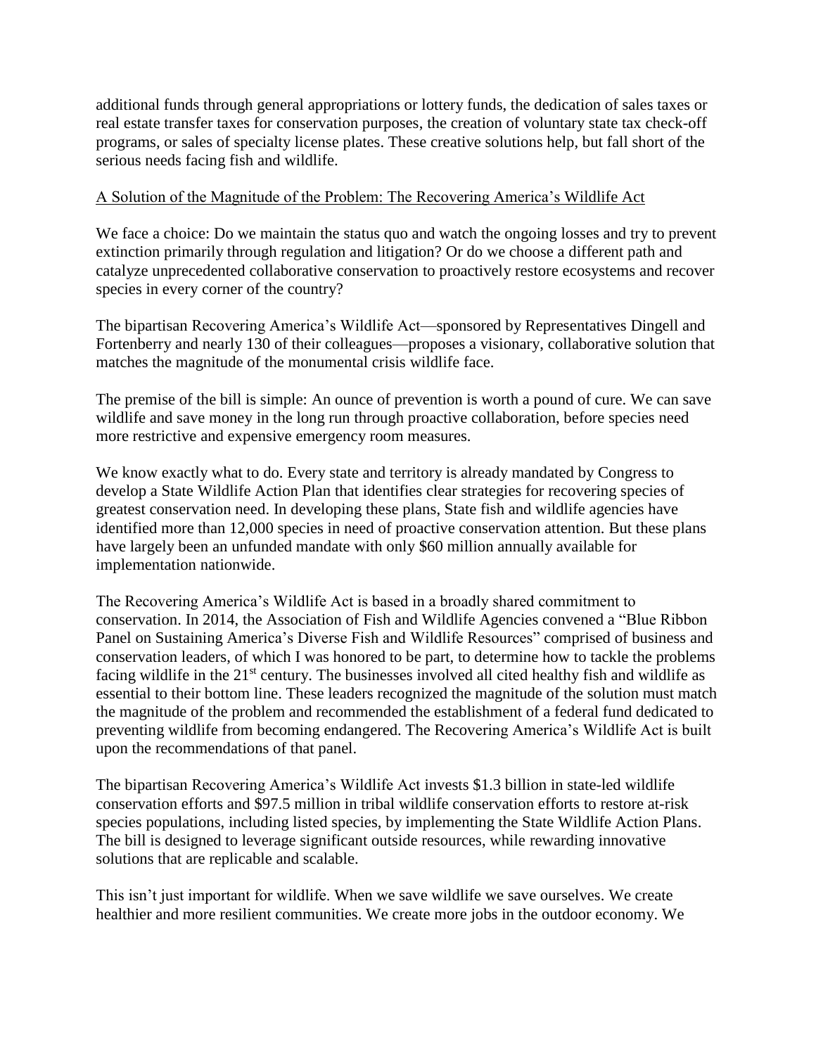additional funds through general appropriations or lottery funds, the dedication of sales taxes or real estate transfer taxes for conservation purposes, the creation of voluntary state tax check-off programs, or sales of specialty license plates. These creative solutions help, but fall short of the serious needs facing fish and wildlife.

A Solution of the Magnitude of the Problem: The Recovering America's Wildlife Act

We face a choice: Do we maintain the status quo and watch the ongoing losses and try to prevent extinction primarily through regulation and litigation? Or do we choose a different path and catalyze unprecedented collaborative conservation to proactively restore ecosystems and recover species in every corner of the country?

The bipartisan Recovering America's Wildlife Act—sponsored by Representatives Dingell and Fortenberry and nearly 130 of their colleagues—proposes a visionary, collaborative solution that matches the magnitude of the monumental crisis wildlife face.

The premise of the bill is simple: An ounce of prevention is worth a pound of cure. We can save wildlife and save money in the long run through proactive collaboration, before species need more restrictive and expensive emergency room measures.

We know exactly what to do. Every state and territory is already mandated by Congress to develop a State Wildlife Action Plan that identifies clear strategies for recovering species of greatest conservation need. In developing these plans, State fish and wildlife agencies have identified more than 12,000 species in need of proactive conservation attention. But these plans have largely been an unfunded mandate with only $60 million annually available for implementation nationwide.

The Recovering America's Wildlife Act is based in a broadly shared commitment to conservation. In 2014, the Association of Fish and Wildlife Agencies convened a "Blue Ribbon Panel on Sustaining America's Diverse Fish and Wildlife Resources" comprised of business and conservation leaders, of which I was honored to be part, to determine how to tackle the problems facing wildlife in the 21st century. The businesses involved all cited healthy fish and wildlife as essential to their bottom line. These leaders recognized the magnitude of the solution must match the magnitude of the problem and recommended the establishment of a federal fund dedicated to preventing wildlife from becoming endangered. The Recovering America's Wildlife Act is built upon the recommendations of that panel.

The bipartisan Recovering America's Wildlife Act invests $1.3 billion in state-led wildlife conservation efforts and $97.5 million in tribal wildlife conservation efforts to restore at-risk species populations, including listed species, by implementing the State Wildlife Action Plans. The bill is designed to leverage significant outside resources, while rewarding innovative solutions that are replicable and scalable.

This isn't just important for wildlife. When we save wildlife we save ourselves. We create healthier and more resilient communities. We create more jobs in the outdoor economy. We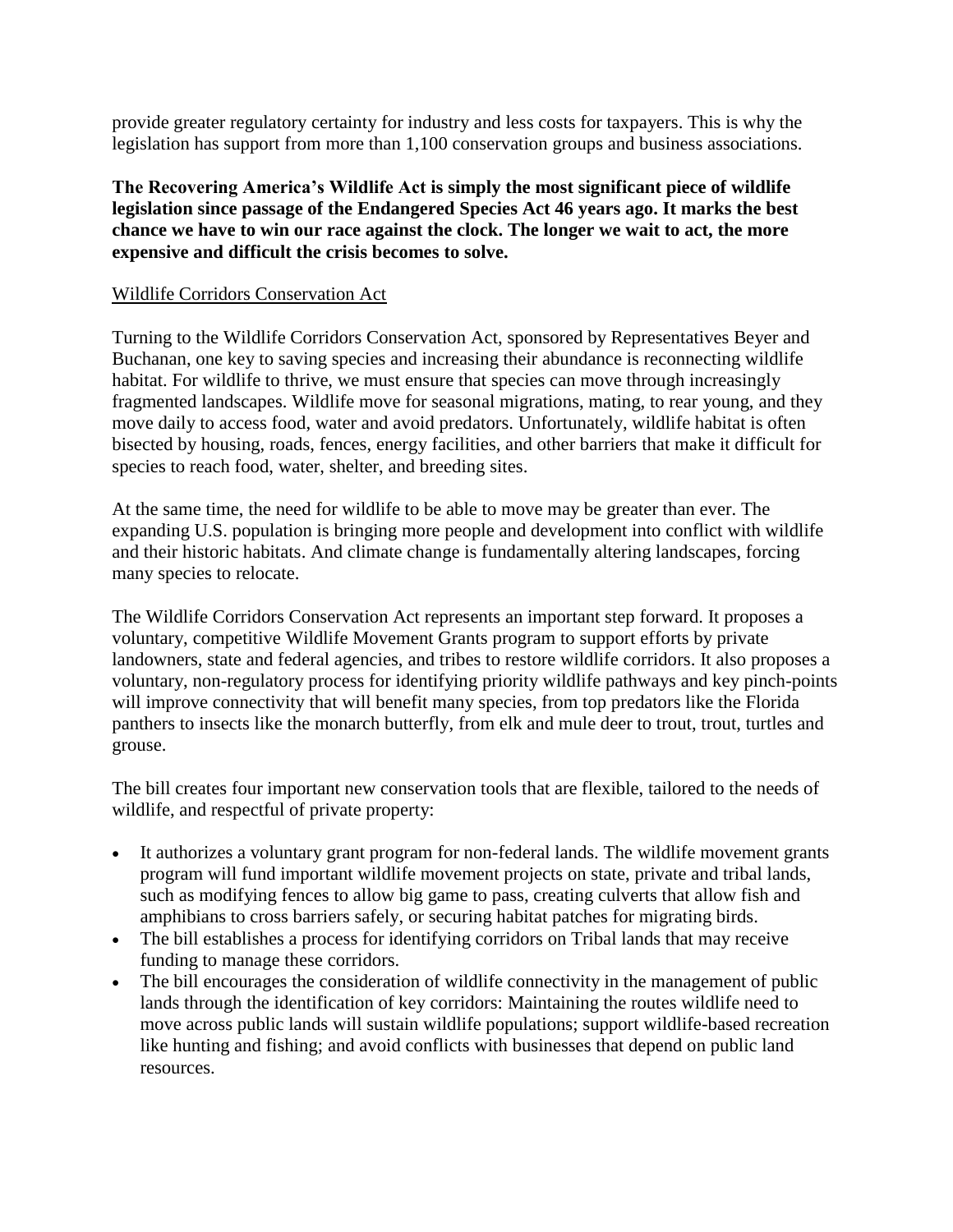provide greater regulatory certainty for industry and less costs for taxpayers. This is why the legislation has support from more than 1,100 conservation groups and business associations.

**The Recovering America's Wildlife Act is simply the most significant piece of wildlife legislation since passage of the Endangered Species Act 46 years ago. It marks the best chance we have to win our race against the clock. The longer we wait to act, the more expensive and difficult the crisis becomes to solve.**

<u>Wildlife Corridors Conservation Act</u>

Turning to the Wildlife Corridors Conservation Act, sponsored by Representatives Beyer and Buchanan, one key to saving species and increasing their abundance is reconnecting wildlife habitat. For wildlife to thrive, we must ensure that species can move through increasingly fragmented landscapes. Wildlife move for seasonal migrations, mating, to rear young, and they move daily to access food, water and avoid predators. Unfortunately, wildlife habitat is often bisected by housing, roads, fences, energy facilities, and other barriers that make it difficult for species to reach food, water, shelter, and breeding sites.

At the same time, the need for wildlife to be able to move may be greater than ever. The expanding U.S. population is bringing more people and development into conflict with wildlife and their historic habitats. And climate change is fundamentally altering landscapes, forcing many species to relocate.

The Wildlife Corridors Conservation Act represents an important step forward. It proposes a voluntary, competitive Wildlife Movement Grants program to support efforts by private landowners, state and federal agencies, and tribes to restore wildlife corridors. It also proposes a voluntary, non-regulatory process for identifying priority wildlife pathways and key pinch-points will improve connectivity that will benefit many species, from top predators like the Florida panthers to insects like the monarch butterfly, from elk and mule deer to trout, trout, turtles and grouse.

The bill creates four important new conservation tools that are flexible, tailored to the needs of wildlife, and respectful of private property:

- It authorizes a voluntary grant program for non-federal lands. The wildlife movement grants program will fund important wildlife movement projects on state, private and tribal lands, such as modifying fences to allow big game to pass, creating culverts that allow fish and amphibians to cross barriers safely, or securing habitat patches for migrating birds.
- The bill establishes a process for identifying corridors on Tribal lands that may receive funding to manage these corridors.
- The bill encourages the consideration of wildlife connectivity in the management of public lands through the identification of key corridors: Maintaining the routes wildlife need to move across public lands will sustain wildlife populations; support wildlife-based recreation like hunting and fishing; and avoid conflicts with businesses that depend on public land resources.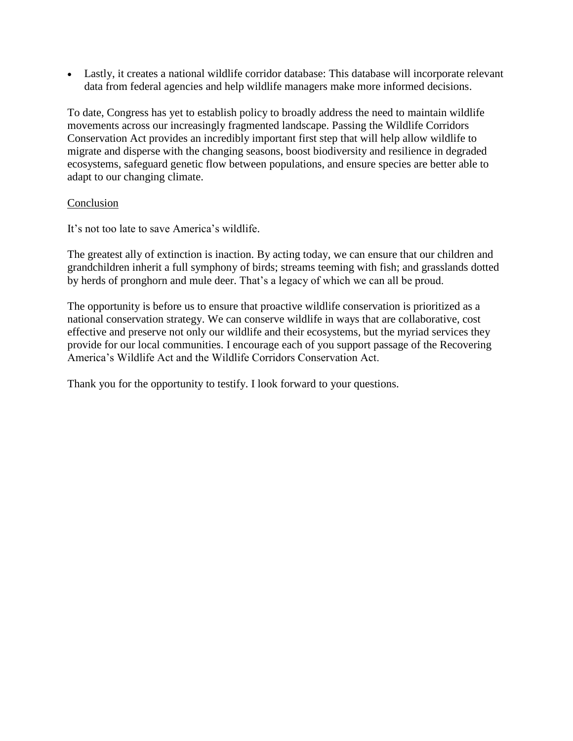- Lastly, it creates a national wildlife corridor database: This database will incorporate relevant data from federal agencies and help wildlife managers make more informed decisions.

To date, Congress has yet to establish policy to broadly address the need to maintain wildlife movements across our increasingly fragmented landscape. Passing the Wildlife Corridors Conservation Act provides an incredibly important first step that will help allow wildlife to migrate and disperse with the changing seasons, boost biodiversity and resilience in degraded ecosystems, safeguard genetic flow between populations, and ensure species are better able to adapt to our changing climate.

<u>Conclusion</u>

It's not too late to save America's wildlife.

The greatest ally of extinction is inaction. By acting today, we can ensure that our children and grandchildren inherit a full symphony of birds; streams teeming with fish; and grasslands dotted by herds of pronghorn and mule deer. That's a legacy of which we can all be proud.

The opportunity is before us to ensure that proactive wildlife conservation is prioritized as a national conservation strategy. We can conserve wildlife in ways that are collaborative, cost effective and preserve not only our wildlife and their ecosystems, but the myriad services they provide for our local communities. I encourage each of you support passage of the Recovering America's Wildlife Act and the Wildlife Corridors Conservation Act.

Thank you for the opportunity to testify. I look forward to your questions.